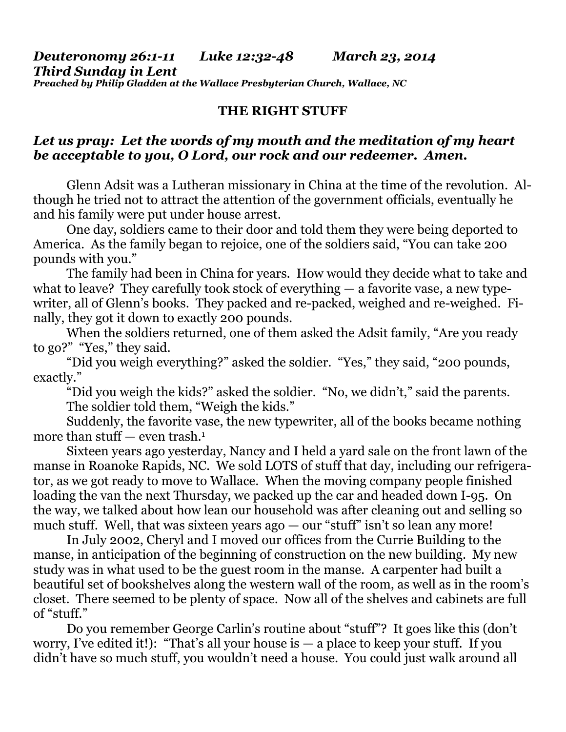***Deuteronomy 26:1-11 Luke 12:32-48 March 23, 2014***
***Third Sunday in Lent***
***Preached by Philip Gladden at the Wallace Presbyterian Church, Wallace, NC***

**THE RIGHT STUFF**

***Let us pray: Let the words of my mouth and the meditation of my heart be acceptable to you, O Lord, our rock and our redeemer. Amen.***

Glenn Adsit was a Lutheran missionary in China at the time of the revolution. Although he tried not to attract the attention of the government officials, eventually he and his family were put under house arrest.

One day, soldiers came to their door and told them they were being deported to America. As the family began to rejoice, one of the soldiers said, "You can take 200 pounds with you."

The family had been in China for years. How would they decide what to take and what to leave? They carefully took stock of everything — a favorite vase, a new typewriter, all of Glenn's books. They packed and re-packed, weighed and re-weighed. Finally, they got it down to exactly 200 pounds.

When the soldiers returned, one of them asked the Adsit family, "Are you ready to go?" "Yes," they said.

"Did you weigh everything?" asked the soldier. "Yes," they said, "200 pounds, exactly."

"Did you weigh the kids?" asked the soldier. "No, we didn't," said the parents. The soldier told them, "Weigh the kids."

Suddenly, the favorite vase, the new typewriter, all of the books became nothing more than stuff — even trash.[1]

Sixteen years ago yesterday, Nancy and I held a yard sale on the front lawn of the manse in Roanoke Rapids, NC. We sold LOTS of stuff that day, including our refrigerator, as we got ready to move to Wallace. When the moving company people finished loading the van the next Thursday, we packed up the car and headed down I-95. On the way, we talked about how lean our household was after cleaning out and selling so much stuff. Well, that was sixteen years ago — our "stuff" isn't so lean any more!

In July 2002, Cheryl and I moved our offices from the Currie Building to the manse, in anticipation of the beginning of construction on the new building. My new study was in what used to be the guest room in the manse. A carpenter had built a beautiful set of bookshelves along the western wall of the room, as well as in the room's closet. There seemed to be plenty of space. Now all of the shelves and cabinets are full of "stuff."

Do you remember George Carlin's routine about "stuff"? It goes like this (don't worry, I've edited it!): "That's all your house is — a place to keep your stuff. If you didn't have so much stuff, you wouldn't need a house. You could just walk around all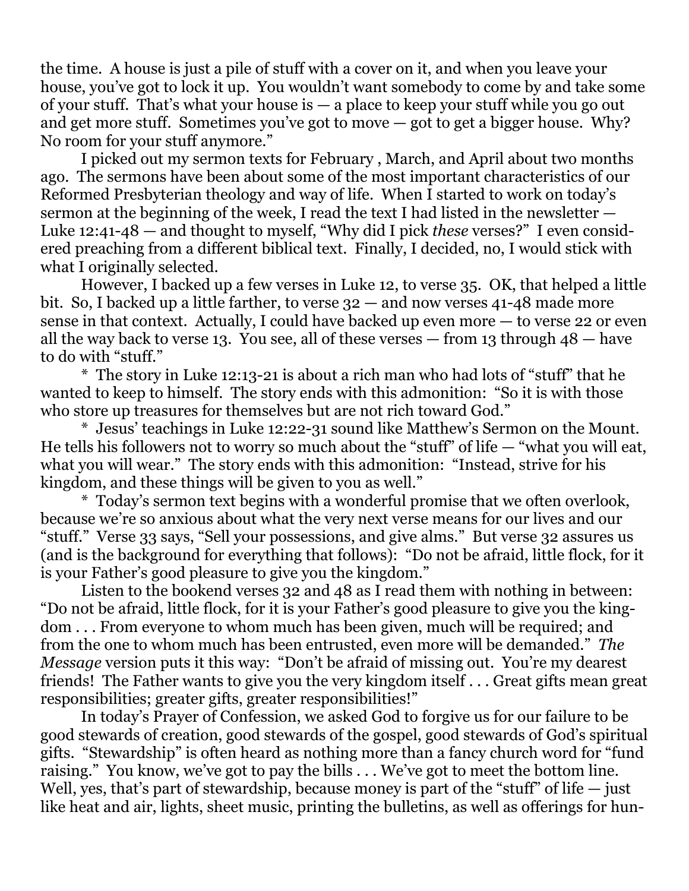the time. A house is just a pile of stuff with a cover on it, and when you leave your house, you've got to lock it up. You wouldn't want somebody to come by and take some of your stuff. That's what your house is — a place to keep your stuff while you go out and get more stuff. Sometimes you've got to move — got to get a bigger house. Why? No room for your stuff anymore."

I picked out my sermon texts for February , March, and April about two months ago. The sermons have been about some of the most important characteristics of our Reformed Presbyterian theology and way of life. When I started to work on today's sermon at the beginning of the week, I read the text I had listed in the newsletter — Luke 12:41-48 — and thought to myself, "Why did I pick *these* verses?" I even considered preaching from a different biblical text. Finally, I decided, no, I would stick with what I originally selected.

However, I backed up a few verses in Luke 12, to verse 35. OK, that helped a little bit. So, I backed up a little farther, to verse 32 — and now verses 41-48 made more sense in that context. Actually, I could have backed up even more — to verse 22 or even all the way back to verse 13. You see, all of these verses — from 13 through 48 — have to do with "stuff."

\* The story in Luke 12:13-21 is about a rich man who had lots of "stuff" that he wanted to keep to himself. The story ends with this admonition: "So it is with those who store up treasures for themselves but are not rich toward God."

\* Jesus' teachings in Luke 12:22-31 sound like Matthew's Sermon on the Mount. He tells his followers not to worry so much about the "stuff" of life — "what you will eat, what you will wear." The story ends with this admonition: "Instead, strive for his kingdom, and these things will be given to you as well."

\* Today's sermon text begins with a wonderful promise that we often overlook, because we're so anxious about what the very next verse means for our lives and our "stuff." Verse 33 says, "Sell your possessions, and give alms." But verse 32 assures us (and is the background for everything that follows): "Do not be afraid, little flock, for it is your Father's good pleasure to give you the kingdom."

Listen to the bookend verses 32 and 48 as I read them with nothing in between: "Do not be afraid, little flock, for it is your Father's good pleasure to give you the kingdom . . . From everyone to whom much has been given, much will be required; and from the one to whom much has been entrusted, even more will be demanded." *The Message* version puts it this way: "Don't be afraid of missing out. You're my dearest friends! The Father wants to give you the very kingdom itself . . . Great gifts mean great responsibilities; greater gifts, greater responsibilities!"

In today's Prayer of Confession, we asked God to forgive us for our failure to be good stewards of creation, good stewards of the gospel, good stewards of God's spiritual gifts. "Stewardship" is often heard as nothing more than a fancy church word for "fund raising." You know, we've got to pay the bills . . . We've got to meet the bottom line. Well, yes, that's part of stewardship, because money is part of the "stuff" of life — just like heat and air, lights, sheet music, printing the bulletins, as well as offerings for hun-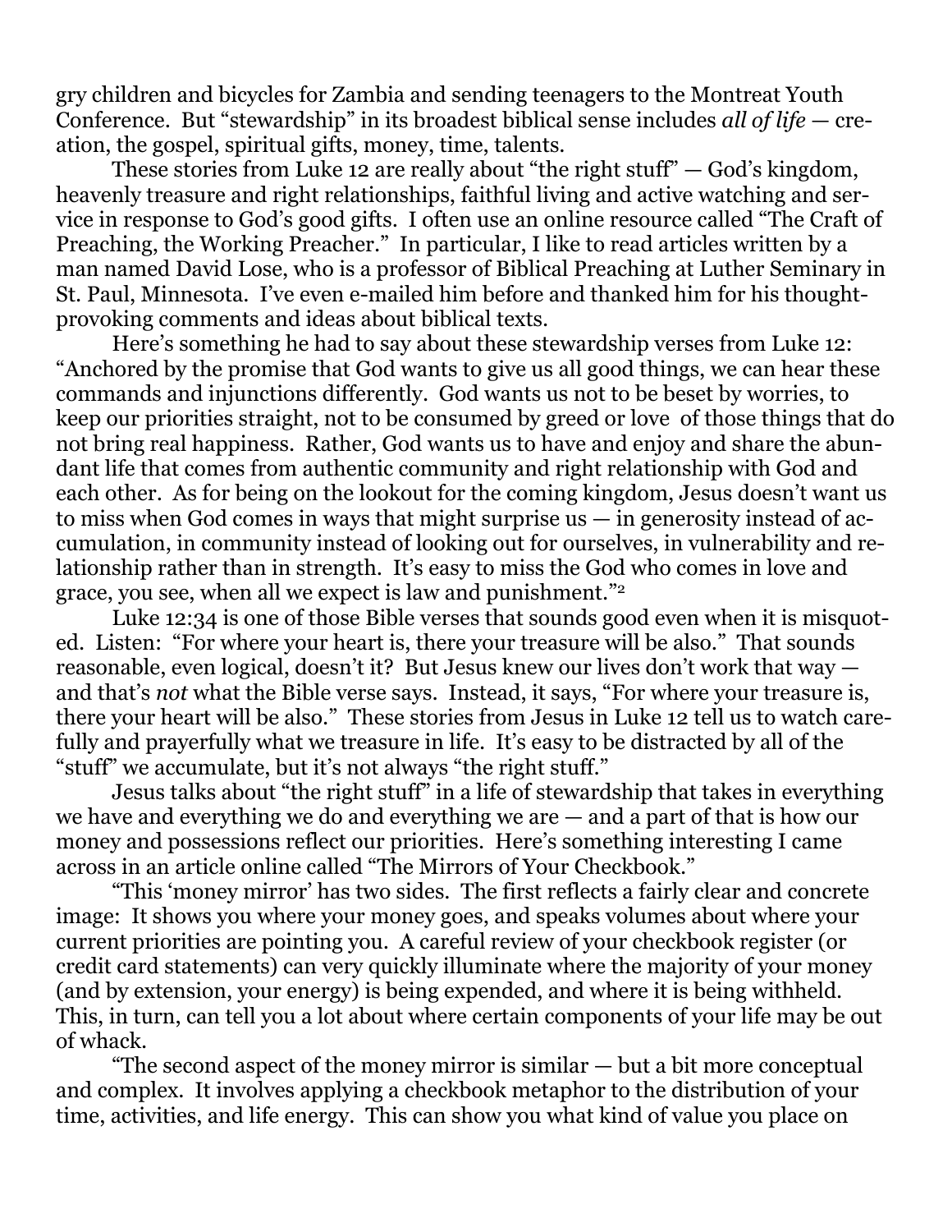gry children and bicycles for Zambia and sending teenagers to the Montreat Youth Conference. But "stewardship" in its broadest biblical sense includes *all of life* — creation, the gospel, spiritual gifts, money, time, talents.

These stories from Luke 12 are really about "the right stuff" — God's kingdom, heavenly treasure and right relationships, faithful living and active watching and service in response to God's good gifts. I often use an online resource called "The Craft of Preaching, the Working Preacher." In particular, I like to read articles written by a man named David Lose, who is a professor of Biblical Preaching at Luther Seminary in St. Paul, Minnesota. I've even e-mailed him before and thanked him for his thought-provoking comments and ideas about biblical texts.

Here's something he had to say about these stewardship verses from Luke 12: "Anchored by the promise that God wants to give us all good things, we can hear these commands and injunctions differently. God wants us not to be beset by worries, to keep our priorities straight, not to be consumed by greed or love of those things that do not bring real happiness. Rather, God wants us to have and enjoy and share the abundant life that comes from authentic community and right relationship with God and each other. As for being on the lookout for the coming kingdom, Jesus doesn't want us to miss when God comes in ways that might surprise us — in generosity instead of accumulation, in community instead of looking out for ourselves, in vulnerability and relationship rather than in strength. It's easy to miss the God who comes in love and grace, you see, when all we expect is law and punishment."[2]

Luke 12:34 is one of those Bible verses that sounds good even when it is misquoted. Listen: "For where your heart is, there your treasure will be also." That sounds reasonable, even logical, doesn't it? But Jesus knew our lives don't work that way — and that's *not* what the Bible verse says. Instead, it says, "For where your treasure is, there your heart will be also." These stories from Jesus in Luke 12 tell us to watch carefully and prayerfully what we treasure in life. It's easy to be distracted by all of the "stuff" we accumulate, but it's not always "the right stuff."

Jesus talks about "the right stuff" in a life of stewardship that takes in everything we have and everything we do and everything we are — and a part of that is how our money and possessions reflect our priorities. Here's something interesting I came across in an article online called "The Mirrors of Your Checkbook."

"This 'money mirror' has two sides. The first reflects a fairly clear and concrete image: It shows you where your money goes, and speaks volumes about where your current priorities are pointing you. A careful review of your checkbook register (or credit card statements) can very quickly illuminate where the majority of your money (and by extension, your energy) is being expended, and where it is being withheld. This, in turn, can tell you a lot about where certain components of your life may be out of whack.

"The second aspect of the money mirror is similar — but a bit more conceptual and complex. It involves applying a checkbook metaphor to the distribution of your time, activities, and life energy. This can show you what kind of value you place on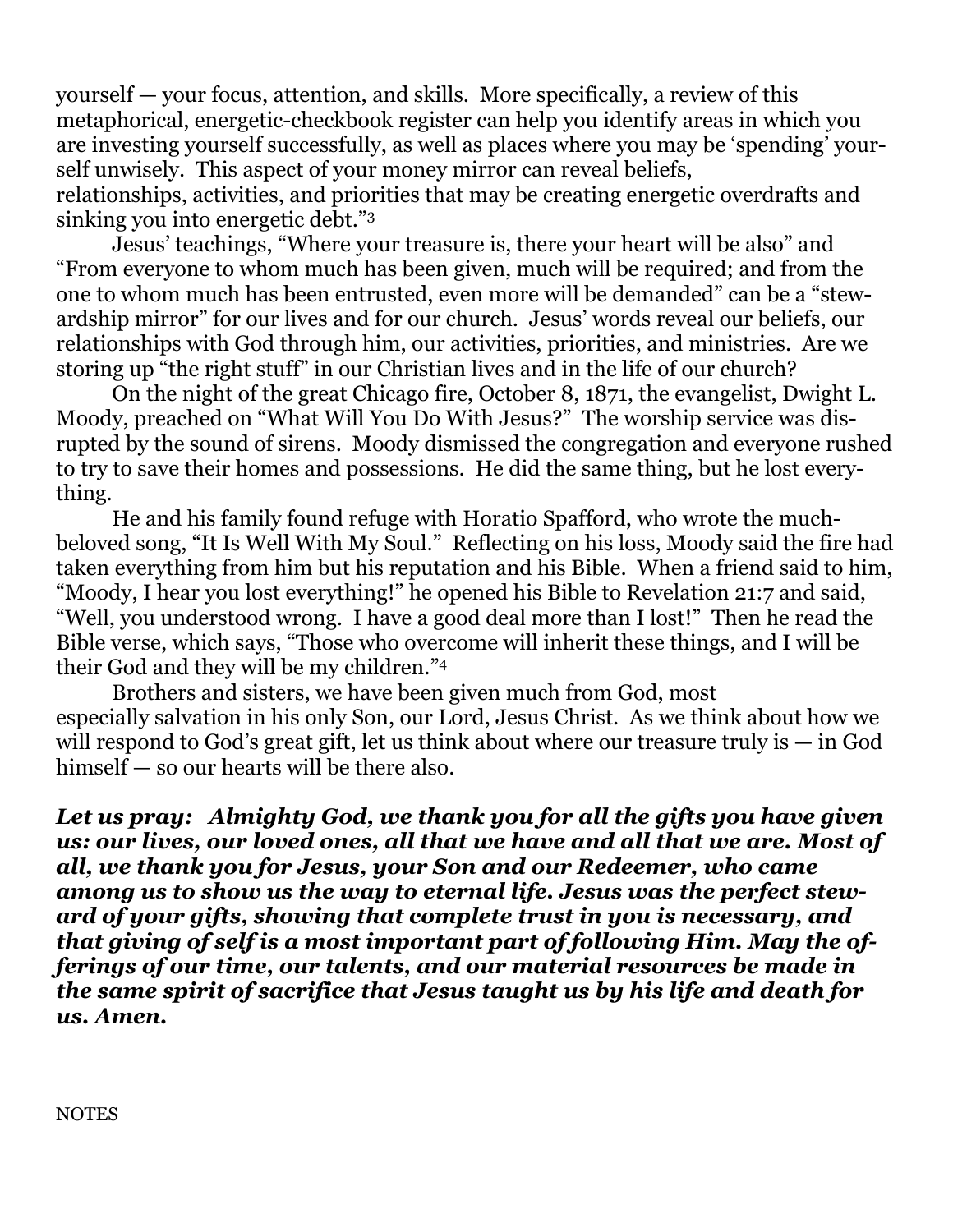yourself — your focus, attention, and skills. More specifically, a review of this metaphorical, energetic-checkbook register can help you identify areas in which you are investing yourself successfully, as well as places where you may be 'spending' yourself unwisely. This aspect of your money mirror can reveal beliefs, relationships, activities, and priorities that may be creating energetic overdrafts and sinking you into energetic debt."[3]

Jesus' teachings, "Where your treasure is, there your heart will be also" and "From everyone to whom much has been given, much will be required; and from the one to whom much has been entrusted, even more will be demanded" can be a "stewardship mirror" for our lives and for our church. Jesus' words reveal our beliefs, our relationships with God through him, our activities, priorities, and ministries. Are we storing up "the right stuff" in our Christian lives and in the life of our church?

On the night of the great Chicago fire, October 8, 1871, the evangelist, Dwight L. Moody, preached on "What Will You Do With Jesus?" The worship service was disrupted by the sound of sirens. Moody dismissed the congregation and everyone rushed to try to save their homes and possessions. He did the same thing, but he lost everything.

He and his family found refuge with Horatio Spafford, who wrote the much-beloved song, "It Is Well With My Soul." Reflecting on his loss, Moody said the fire had taken everything from him but his reputation and his Bible. When a friend said to him, "Moody, I hear you lost everything!" he opened his Bible to Revelation 21:7 and said, "Well, you understood wrong. I have a good deal more than I lost!" Then he read the Bible verse, which says, "Those who overcome will inherit these things, and I will be their God and they will be my children."[4]

Brothers and sisters, we have been given much from God, most especially salvation in his only Son, our Lord, Jesus Christ. As we think about how we will respond to God's great gift, let us think about where our treasure truly is — in God himself — so our hearts will be there also.

***Let us pray: Almighty God, we thank you for all the gifts you have given us: our lives, our loved ones, all that we have and all that we are. Most of all, we thank you for Jesus, your Son and our Redeemer, who came among us to show us the way to eternal life. Jesus was the perfect steward of your gifts, showing that complete trust in you is necessary, and that giving of self is a most important part of following Him. May the offerings of our time, our talents, and our material resources be made in the same spirit of sacrifice that Jesus taught us by his life and death for us. Amen.***

NOTES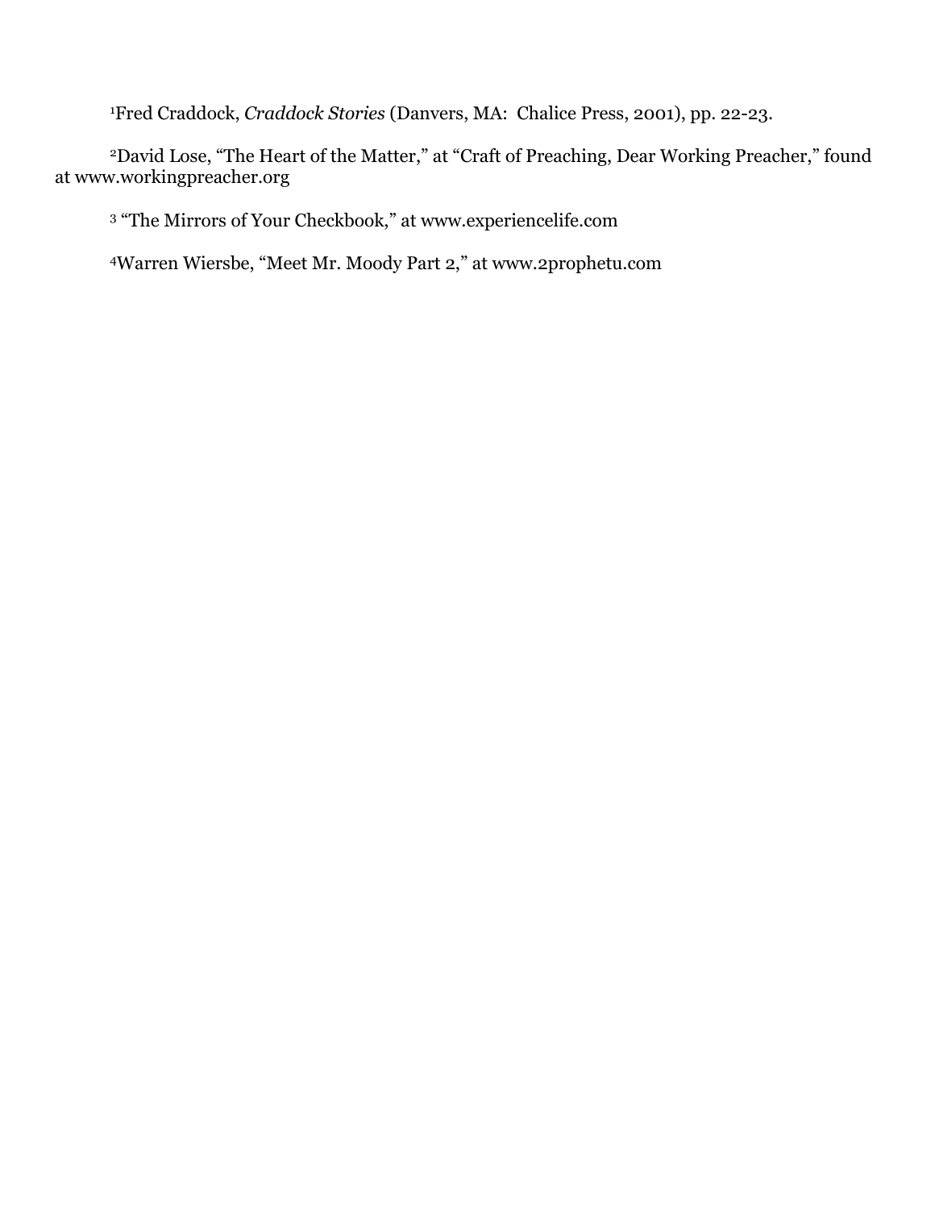[1]Fred Craddock, *Craddock Stories* (Danvers, MA: Chalice Press, 2001), pp. 22-23.

[2]David Lose, “The Heart of the Matter,” at “Craft of Preaching, Dear Working Preacher,” found at www.workingpreacher.org

[3] “The Mirrors of Your Checkbook,” at www.experiencelife.com

[4]Warren Wiersbe, “Meet Mr. Moody Part 2,” at www.2prophetu.com